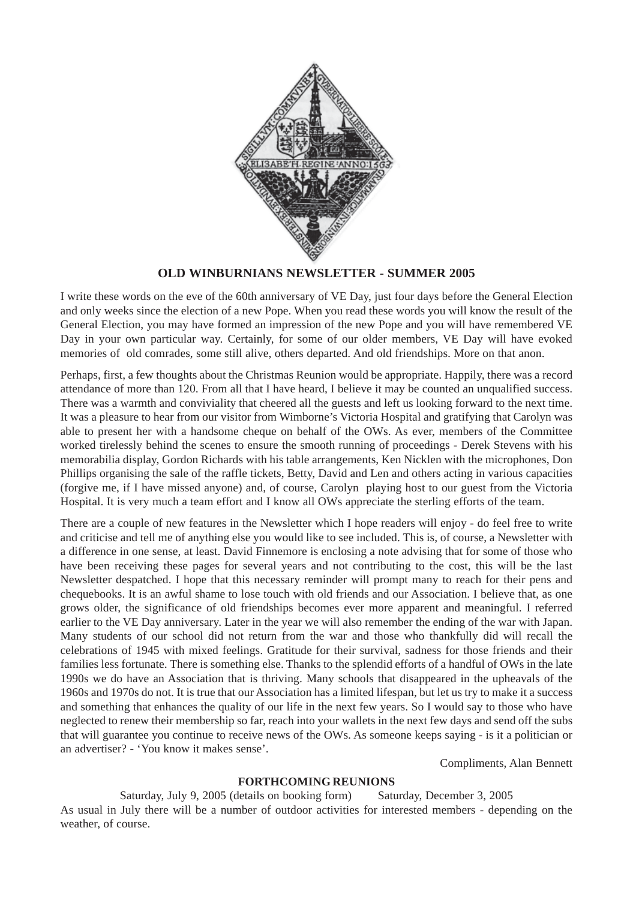# OLD WINBURNIANS NEWSLETTER - SUMMER 2005

I write these words on the eve of the 60th anniversary of VE Day, just four days before the General Election and only weeks since the election of a new Pope. When you read these words you will know the result of the General Election, you may have formed an impression of the new Pope and you will have remembered VE Day in your own particular way. Certainly, for some of our older members, VE Day will have evoked memories of old comrades, some still alive, others departed. And old friendships. More on that anon.

Perhaps, first, a few thoughts about the Christmas Reunion would be appropriate. Happily, there was a record attendance of more than 120. From all that I have heard, I believe it may be counted an unqualified success. There was a warmth and conviviality that cheered all the guests and left us looking forward to the next time. It was a pleasure to hear from our visitor from Wimborne's Victoria Hospital and gratifying that Carolyn was able to present her with a handsome cheque on behalf of the OWs. As ever, members of the Committee worked tirelessly behind the scenes to ensure the smooth running of proceedings - Derek Stevens with his memorabilia display, Gordon Richards with his table arrangements, Ken Nicklen with the microphones, Don Phillips organising the sale of the raffle tickets, Betty, David and Len and others acting in various capacities (forgive me, if I have missed anyone) and, of course, Carolyn playing host to our guest from the Victoria Hospital. It is very much a team effort and I know all OWs appreciate the sterling efforts of the team.

There are a couple of new features in the Newsletter which I hope readers will enjoy - do feel free to write and criticise and tell me of anything else you would like to see included. This is, of course, a Newsletter with a difference in one sense, at least. David Finnemore is enclosing a note advising that for some of those who have been receiving these pages for several years and not contributing to the cost, this will be the last Newsletter despatched. I hope that this necessary reminder will prompt many to reach for their pens and chequebooks. It is an awful shame to lose touch with old friends and our Association. I believe that, as one grows older, the significance of old friendships becomes ever more apparent and meaningful. I referred earlier to the VE Day anniversary. Later in the year we will also remember the ending of the war with Japan. Many students of our school did not return from the war and those who thankfully did will recall the celebrations of 1945 with mixed feelings. Gratitude for their survival, sadness for those friends and their families less fortunate. There is something else. Thanks to the splendid efforts of a handful of OWs in the late 1990s we do have an Association that is thriving. Many schools that disappeared in the upheavals of the 1960s and 1970s do not. It is true that our Association has a limited lifespan, but let us try to make it a success and something that enhances the quality of our life in the next few years. So I would say to those who have neglected to renew their membership so far, reach into your wallets in the next few days and send off the subs that will guarantee you continue to receive news of the OWs. As someone keeps saying - is it a politician or an advertiser? - 'You know it makes sense'.

Compliments, Alan Bennett

## FORTHCOMING REUNIONS

Saturday, July 9, 2005 (details on booking form) Saturday, December 3, 2005

As usual in July there will be a number of outdoor activities for interested members - depending on the weather, of course.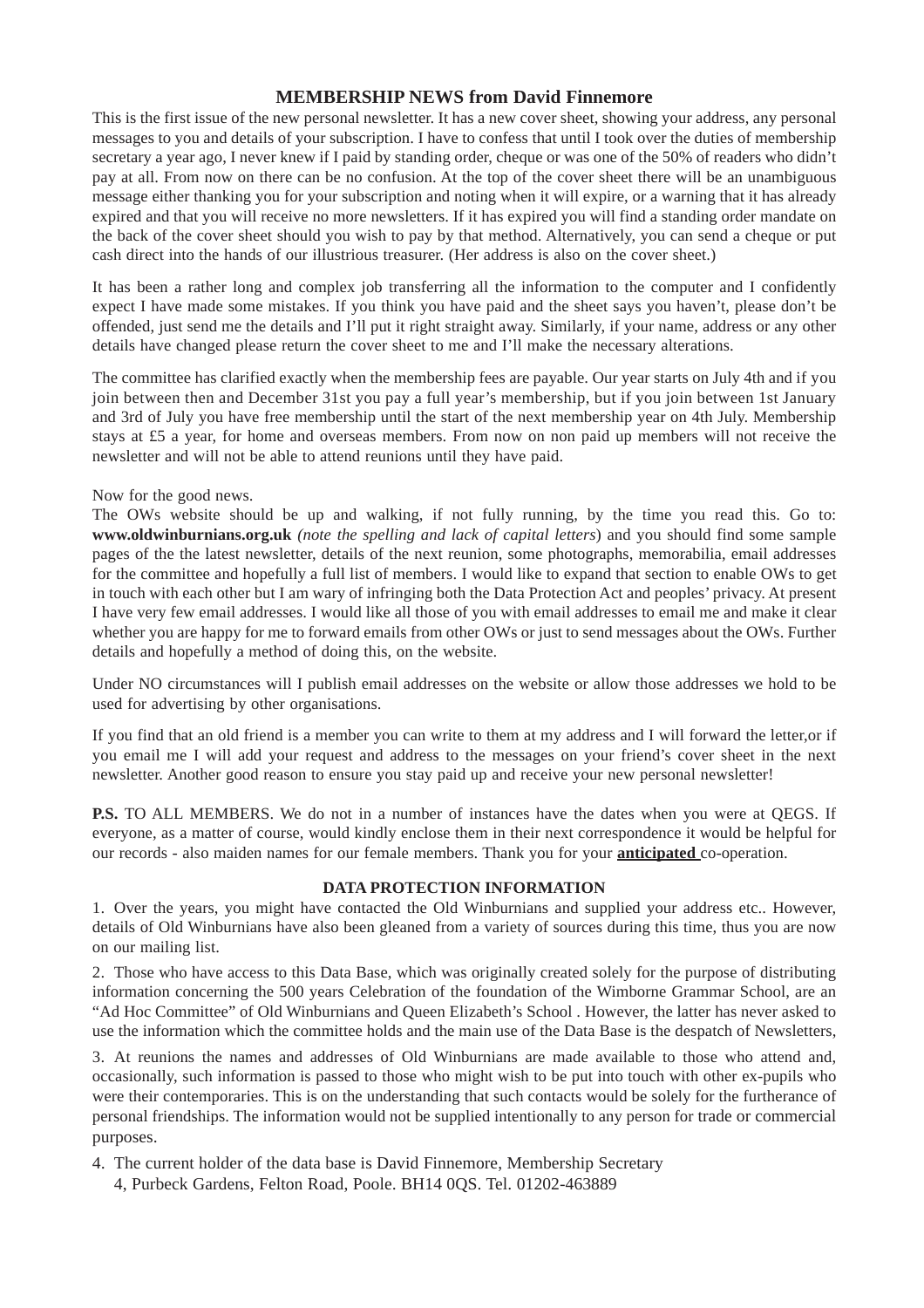## MEMBERSHIP NEWS from David Finnemore

This is the first issue of the new personal newsletter. It has a new cover sheet, showing your address, any personal messages to you and details of your subscription. I have to confess that until I took over the duties of membership secretary a year ago, I never knew if I paid by standing order, cheque or was one of the 50% of readers who didn't pay at all. From now on there can be no confusion. At the top of the cover sheet there will be an unambiguous message either thanking you for your subscription and noting when it will expire, or a warning that it has already expired and that you will receive no more newsletters. If it has expired you will find a standing order mandate on the back of the cover sheet should you wish to pay by that method. Alternatively, you can send a cheque or put cash direct into the hands of our illustrious treasurer. (Her address is also on the cover sheet.)

It has been a rather long and complex job transferring all the information to the computer and I confidently expect I have made some mistakes. If you think you have paid and the sheet says you haven't, please don't be offended, just send me the details and I'll put it right straight away. Similarly, if your name, address or any other details have changed please return the cover sheet to me and I'll make the necessary alterations.

The committee has clarified exactly when the membership fees are payable. Our year starts on July 4th and if you join between then and December 31st you pay a full year's membership, but if you join between 1st January and 3rd of July you have free membership until the start of the next membership year on 4th July. Membership stays at £5 a year, for home and overseas members. From now on non paid up members will not receive the newsletter and will not be able to attend reunions until they have paid.

Now for the good news.

The OWs website should be up and walking, if not fully running, by the time you read this. Go to: **www.oldwinburnians.org.uk** *(note the spelling and lack of capital letters*) and you should find some sample pages of the the latest newsletter, details of the next reunion, some photographs, memorabilia, email addresses for the committee and hopefully a full list of members. I would like to expand that section to enable OWs to get in touch with each other but I am wary of infringing both the Data Protection Act and peoples' privacy. At present I have very few email addresses. I would like all those of you with email addresses to email me and make it clear whether you are happy for me to forward emails from other OWs or just to send messages about the OWs. Further details and hopefully a method of doing this, on the website.

Under NO circumstances will I publish email addresses on the website or allow those addresses we hold to be used for advertising by other organisations.

If you find that an old friend is a member you can write to them at my address and I will forward the letter,or if you email me I will add your request and address to the messages on your friend's cover sheet in the next newsletter. Another good reason to ensure you stay paid up and receive your new personal newsletter!

**P.S.** TO ALL MEMBERS. We do not in a number of instances have the dates when you were at QEGS. If everyone, as a matter of course, would kindly enclose them in their next correspondence it would be helpful for our records - also maiden names for our female members. Thank you for your **<u>anticipated</u>** co-operation.

### DATA PROTECTION INFORMATION

1. Over the years, you might have contacted the Old Winburnians and supplied your address etc.. However, details of Old Winburnians have also been gleaned from a variety of sources during this time, thus you are now on our mailing list.

2. Those who have access to this Data Base, which was originally created solely for the purpose of distributing information concerning the 500 years Celebration of the foundation of the Wimborne Grammar School, are an "Ad Hoc Committee" of Old Winburnians and Queen Elizabeth's School . However, the latter has never asked to use the information which the committee holds and the main use of the Data Base is the despatch of Newsletters,

3. At reunions the names and addresses of Old Winburnians are made available to those who attend and, occasionally, such information is passed to those who might wish to be put into touch with other ex-pupils who were their contemporaries. This is on the understanding that such contacts would be solely for the furtherance of personal friendships. The information would not be supplied intentionally to any person for trade or commercial purposes.

4. The current holder of the data base is David Finnemore, Membership Secretary
   4, Purbeck Gardens, Felton Road, Poole. BH14 0QS. Tel. 01202-463889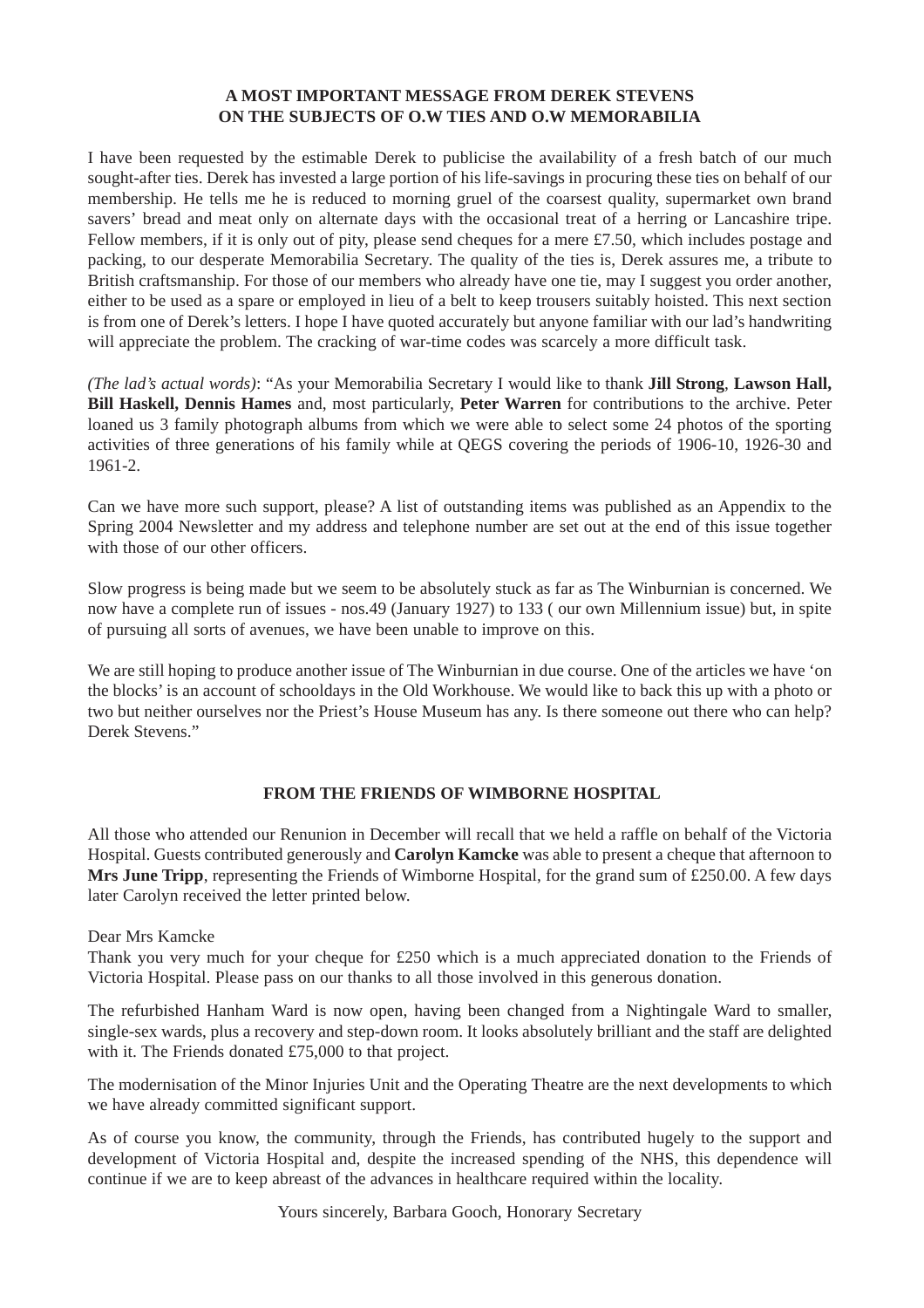**A MOST IMPORTANT MESSAGE FROM DEREK STEVENS**
**ON THE SUBJECTS OF O.W TIES AND O.W MEMORABILIA**

I have been requested by the estimable Derek to publicise the availability of a fresh batch of our much sought-after ties. Derek has invested a large portion of his life-savings in procuring these ties on behalf of our membership. He tells me he is reduced to morning gruel of the coarsest quality, supermarket own brand savers' bread and meat only on alternate days with the occasional treat of a herring or Lancashire tripe. Fellow members, if it is only out of pity, please send cheques for a mere £7.50, which includes postage and packing, to our desperate Memorabilia Secretary. The quality of the ties is, Derek assures me, a tribute to British craftsmanship. For those of our members who already have one tie, may I suggest you order another, either to be used as a spare or employed in lieu of a belt to keep trousers suitably hoisted. This next section is from one of Derek's letters. I hope I have quoted accurately but anyone familiar with our lad's handwriting will appreciate the problem. The cracking of war-time codes was scarcely a more difficult task.

*(The lad's actual words)*: "As your Memorabilia Secretary I would like to thank **Jill Strong**, **Lawson Hall, Bill Haskell, Dennis Hames** and, most particularly, **Peter Warren** for contributions to the archive. Peter loaned us 3 family photograph albums from which we were able to select some 24 photos of the sporting activities of three generations of his family while at QEGS covering the periods of 1906-10, 1926-30 and 1961-2.

Can we have more such support, please? A list of outstanding items was published as an Appendix to the Spring 2004 Newsletter and my address and telephone number are set out at the end of this issue together with those of our other officers.

Slow progress is being made but we seem to be absolutely stuck as far as The Winburnian is concerned. We now have a complete run of issues - nos.49 (January 1927) to 133 ( our own Millennium issue) but, in spite of pursuing all sorts of avenues, we have been unable to improve on this.

We are still hoping to produce another issue of The Winburnian in due course. One of the articles we have 'on the blocks' is an account of schooldays in the Old Workhouse. We would like to back this up with a photo or two but neither ourselves nor the Priest's House Museum has any. Is there someone out there who can help? Derek Stevens."

**FROM THE FRIENDS OF WIMBORNE HOSPITAL**

All those who attended our Renunion in December will recall that we held a raffle on behalf of the Victoria Hospital. Guests contributed generously and **Carolyn Kamcke** was able to present a cheque that afternoon to **Mrs June Tripp**, representing the Friends of Wimborne Hospital, for the grand sum of £250.00. A few days later Carolyn received the letter printed below.

Dear Mrs Kamcke
Thank you very much for your cheque for £250 which is a much appreciated donation to the Friends of Victoria Hospital. Please pass on our thanks to all those involved in this generous donation.

The refurbished Hanham Ward is now open, having been changed from a Nightingale Ward to smaller, single-sex wards, plus a recovery and step-down room. It looks absolutely brilliant and the staff are delighted with it. The Friends donated £75,000 to that project.

The modernisation of the Minor Injuries Unit and the Operating Theatre are the next developments to which we have already committed significant support.

As of course you know, the community, through the Friends, has contributed hugely to the support and development of Victoria Hospital and, despite the increased spending of the NHS, this dependence will continue if we are to keep abreast of the advances in healthcare required within the locality.

Yours sincerely, Barbara Gooch, Honorary Secretary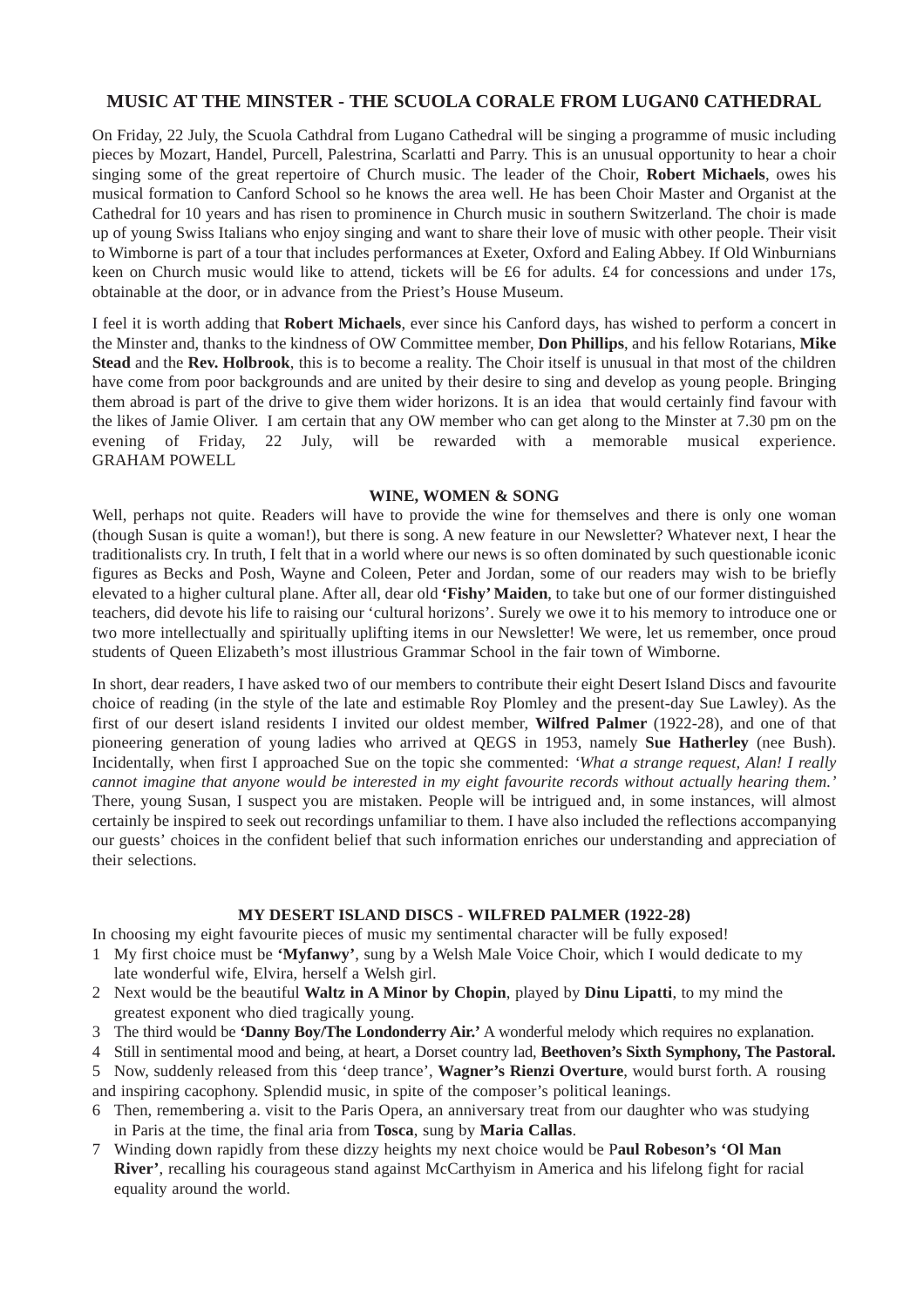## MUSIC AT THE MINSTER - THE SCUOLA CORALE FROM LUGAN0 CATHEDRAL

On Friday, 22 July, the Scuola Cathdral from Lugano Cathedral will be singing a programme of music including pieces by Mozart, Handel, Purcell, Palestrina, Scarlatti and Parry. This is an unusual opportunity to hear a choir singing some of the great repertoire of Church music. The leader of the Choir, **Robert Michaels**, owes his musical formation to Canford School so he knows the area well. He has been Choir Master and Organist at the Cathedral for 10 years and has risen to prominence in Church music in southern Switzerland. The choir is made up of young Swiss Italians who enjoy singing and want to share their love of music with other people. Their visit to Wimborne is part of a tour that includes performances at Exeter, Oxford and Ealing Abbey. If Old Winburnians keen on Church music would like to attend, tickets will be £6 for adults. £4 for concessions and under 17s, obtainable at the door, or in advance from the Priest's House Museum.

I feel it is worth adding that **Robert Michaels**, ever since his Canford days, has wished to perform a concert in the Minster and, thanks to the kindness of OW Committee member, **Don Phillips**, and his fellow Rotarians, **Mike Stead** and the **Rev. Holbrook**, this is to become a reality. The Choir itself is unusual in that most of the children have come from poor backgrounds and are united by their desire to sing and develop as young people. Bringing them abroad is part of the drive to give them wider horizons. It is an idea that would certainly find favour with the likes of Jamie Oliver. I am certain that any OW member who can get along to the Minster at 7.30 pm on the evening of Friday, 22 July, will be rewarded with a memorable musical experience. GRAHAM POWELL

## WINE, WOMEN & SONG

Well, perhaps not quite. Readers will have to provide the wine for themselves and there is only one woman (though Susan is quite a woman!), but there is song. A new feature in our Newsletter? Whatever next, I hear the traditionalists cry. In truth, I felt that in a world where our news is so often dominated by such questionable iconic figures as Becks and Posh, Wayne and Coleen, Peter and Jordan, some of our readers may wish to be briefly elevated to a higher cultural plane. After all, dear old **'Fishy' Maiden**, to take but one of our former distinguished teachers, did devote his life to raising our 'cultural horizons'. Surely we owe it to his memory to introduce one or two more intellectually and spiritually uplifting items in our Newsletter! We were, let us remember, once proud students of Queen Elizabeth's most illustrious Grammar School in the fair town of Wimborne.

In short, dear readers, I have asked two of our members to contribute their eight Desert Island Discs and favourite choice of reading (in the style of the late and estimable Roy Plomley and the present-day Sue Lawley). As the first of our desert island residents I invited our oldest member, **Wilfred Palmer** (1922-28), and one of that pioneering generation of young ladies who arrived at QEGS in 1953, namely **Sue Hatherley** (nee Bush). Incidentally, when first I approached Sue on the topic she commented: *'What a strange request, Alan! I really cannot imagine that anyone would be interested in my eight favourite records without actually hearing them.'* There, young Susan, I suspect you are mistaken. People will be intrigued and, in some instances, will almost certainly be inspired to seek out recordings unfamiliar to them. I have also included the reflections accompanying our guests' choices in the confident belief that such information enriches our understanding and appreciation of their selections.

## MY DESERT ISLAND DISCS - WILFRED PALMER (1922-28)

In choosing my eight favourite pieces of music my sentimental character will be fully exposed!

1. My first choice must be **'Myfanwy'**, sung by a Welsh Male Voice Choir, which I would dedicate to my late wonderful wife, Elvira, herself a Welsh girl.
2. Next would be the beautiful **Waltz in A Minor by Chopin**, played by **Dinu Lipatti**, to my mind the greatest exponent who died tragically young.
3. The third would be **'Danny Boy/The Londonderry Air.'** A wonderful melody which requires no explanation.
4. Still in sentimental mood and being, at heart, a Dorset country lad, **Beethoven's Sixth Symphony, The Pastoral.**
5. Now, suddenly released from this 'deep trance', **Wagner's Rienzi Overture**, would burst forth. A rousing and inspiring cacophony. Splendid music, in spite of the composer's political leanings.
6. Then, remembering a. visit to the Paris Opera, an anniversary treat from our daughter who was studying in Paris at the time, the final aria from **Tosca**, sung by **Maria Callas**.
7. Winding down rapidly from these dizzy heights my next choice would be P**aul Robeson's 'Ol Man River'**, recalling his courageous stand against McCarthyism in America and his lifelong fight for racial equality around the world.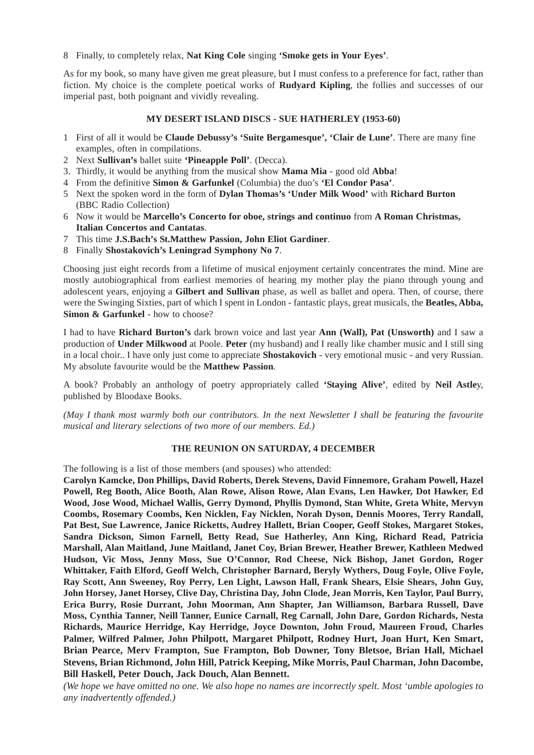8 Finally, to completely relax, **Nat King Cole** singing **'Smoke gets in Your Eyes'**.

As for my book, so many have given me great pleasure, but I must confess to a preference for fact, rather than fiction. My choice is the complete poetical works of **Rudyard Kipling**, the follies and successes of our imperial past, both poignant and vividly revealing.

### MY DESERT ISLAND DISCS - SUE HATHERLEY (1953-60)

1 First of all it would be **Claude Debussy's 'Suite Bergamesque', 'Clair de Lune'**. There are many fine examples, often in compilations.
2 Next **Sullivan's** ballet suite **'Pineapple Poll'**. (Decca).
3. Thirdly, it would be anything from the musical show **Mama Mia** - good old **Abba**!
4 From the definitive **Simon & Garfunkel** (Columbia) the duo's **'El Condor Pasa'**.
5 Next the spoken word in the form of **Dylan Thomas's 'Under Milk Wood'** with **Richard Burton** (BBC Radio Collection)
6 Now it would be **Marcello's Concerto for oboe, strings and continuo** from **A Roman Christmas, Italian Concertos and Cantatas**.
7 This time **J.S.Bach's St.Matthew Passion, John Eliot Gardiner**.
8 Finally **Shostakovich's Leningrad Symphony No 7**.

Choosing just eight records from a lifetime of musical enjoyment certainly concentrates the mind. Mine are mostly autobiographical from earliest memories of hearing my mother play the piano through young and adolescent years, enjoying a **Gilbert and Sullivan** phase, as well as ballet and opera. Then, of course, there were the Swinging Sixties, part of which I spent in London - fantastic plays, great musicals, the **Beatles, Abba, Simon & Garfunkel** - how to choose?

I had to have **Richard Burton's** dark brown voice and last year **Ann (Wall), Pat (Unsworth)** and I saw a production of **Under Milkwood** at Poole. **Peter** (my husband) and I really like chamber music and I still sing in a local choir.. I have only just come to appreciate **Shostakovich** - very emotional music - and very Russian. My absolute favourite would be the **Matthew Passion**.

A book? Probably an anthology of poetry appropriately called **'Staying Alive'**, edited by **Neil Astle**y, published by Bloodaxe Books.

*(May I thank most warmly both our contributors. In the next Newsletter I shall be featuring the favourite musical and literary selections of two more of our members. Ed.)*

### THE REUNION ON SATURDAY, 4 DECEMBER

The following is a list of those members (and spouses) who attended:

**Carolyn Kamcke, Don Phillips, David Roberts, Derek Stevens, David Finnemore, Graham Powell, Hazel Powell, Reg Booth, Alice Booth, Alan Rowe, Alison Rowe, Alan Evans, Len Hawker, Dot Hawker, Ed Wood, Jose Wood, Michael Wallis, Gerry Dymond, Phyllis Dymond, Stan White, Greta White, Mervyn Coombs, Rosemary Coombs, Ken Nicklen, Fay Nicklen, Norah Dyson, Dennis Moores, Terry Randall, Pat Best, Sue Lawrence, Janice Ricketts, Audrey Hallett, Brian Cooper, Geoff Stokes, Margaret Stokes, Sandra Dickson, Simon Farnell, Betty Read, Sue Hatherley, Ann King, Richard Read, Patricia Marshall, Alan Maitland, June Maitland, Janet Coy, Brian Brewer, Heather Brewer, Kathleen Medwed Hudson, Vic Moss, Jenny Moss, Sue O'Connor, Rod Cheese, Nick Bishop, Janet Gordon, Roger Whittaker, Faith Elford, Geoff Welch, Christopher Barnard, Beryly Wythers, Doug Foyle, Olive Foyle, Ray Scott, Ann Sweeney, Roy Perry, Len Light, Lawson Hall, Frank Shears, Elsie Shears, John Guy, John Horsey, Janet Horsey, Clive Day, Christina Day, John Clode, Jean Morris, Ken Taylor, Paul Burry, Erica Burry, Rosie Durrant, John Moorman, Ann Shapter, Jan Williamson, Barbara Russell, Dave Moss, Cynthia Tanner, Neill Tanner, Eunice Carnall, Reg Carnall, John Dare, Gordon Richards, Nesta Richards, Maurice Herridge, Kay Herridge, Joyce Downton, John Froud, Maureen Froud, Charles Palmer, Wilfred Palmer, John Philpott, Margaret Philpott, Rodney Hurt, Joan Hurt, Ken Smart, Brian Pearce, Merv Frampton, Sue Frampton, Bob Downer, Tony Bletsoe, Brian Hall, Michael Stevens, Brian Richmond, John Hill, Patrick Keeping, Mike Morris, Paul Charman, John Dacombe, Bill Haskell, Peter Douch, Jack Douch, Alan Bennett.**

*(We hope we have omitted no one. We also hope no names are incorrectly spelt. Most 'umble apologies to any inadvertently offended.)*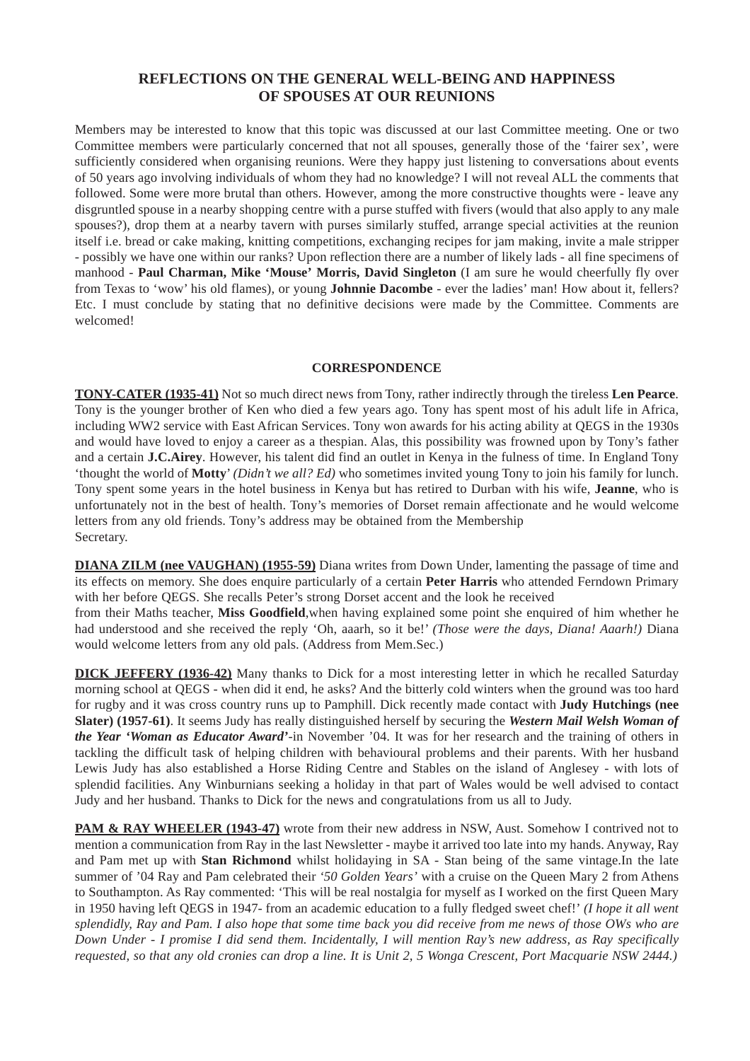## REFLECTIONS ON THE GENERAL WELL-BEING AND HAPPINESS OF SPOUSES AT OUR REUNIONS

Members may be interested to know that this topic was discussed at our last Committee meeting. One or two Committee members were particularly concerned that not all spouses, generally those of the 'fairer sex', were sufficiently considered when organising reunions. Were they happy just listening to conversations about events of 50 years ago involving individuals of whom they had no knowledge? I will not reveal ALL the comments that followed. Some were more brutal than others. However, among the more constructive thoughts were - leave any disgruntled spouse in a nearby shopping centre with a purse stuffed with fivers (would that also apply to any male spouses?), drop them at a nearby tavern with purses similarly stuffed, arrange special activities at the reunion itself i.e. bread or cake making, knitting competitions, exchanging recipes for jam making, invite a male stripper - possibly we have one within our ranks? Upon reflection there are a number of likely lads - all fine specimens of manhood - **Paul Charman, Mike 'Mouse' Morris, David Singleton** (I am sure he would cheerfully fly over from Texas to 'wow' his old flames), or young **Johnnie Dacombe** - ever the ladies' man! How about it, fellers? Etc. I must conclude by stating that no definitive decisions were made by the Committee. Comments are welcomed!

## CORRESPONDENCE

**TONY-CATER (1935-41)** Not so much direct news from Tony, rather indirectly through the tireless **Len Pearce**. Tony is the younger brother of Ken who died a few years ago. Tony has spent most of his adult life in Africa, including WW2 service with East African Services. Tony won awards for his acting ability at QEGS in the 1930s and would have loved to enjoy a career as a thespian. Alas, this possibility was frowned upon by Tony's father and a certain **J.C.Airey**. However, his talent did find an outlet in Kenya in the fulness of time. In England Tony 'thought the world of **Motty**' *(Didn't we all? Ed)* who sometimes invited young Tony to join his family for lunch. Tony spent some years in the hotel business in Kenya but has retired to Durban with his wife, **Jeanne**, who is unfortunately not in the best of health. Tony's memories of Dorset remain affectionate and he would welcome letters from any old friends. Tony's address may be obtained from the Membership Secretary.

**DIANA ZILM (nee VAUGHAN) (1955-59)** Diana writes from Down Under, lamenting the passage of time and its effects on memory. She does enquire particularly of a certain **Peter Harris** who attended Ferndown Primary with her before QEGS. She recalls Peter's strong Dorset accent and the look he received from their Maths teacher, **Miss Goodfield**,when having explained some point she enquired of him whether he had understood and she received the reply 'Oh, aaarh, so it be!' *(Those were the days, Diana! Aaarh!)* Diana would welcome letters from any old pals. (Address from Mem.Sec.)

**DICK JEFFERY (1936-42)** Many thanks to Dick for a most interesting letter in which he recalled Saturday morning school at QEGS - when did it end, he asks? And the bitterly cold winters when the ground was too hard for rugby and it was cross country runs up to Pamphill. Dick recently made contact with **Judy Hutchings (nee Slater) (1957-61)**. It seems Judy has really distinguished herself by securing the ***Western Mail Welsh Woman of the Year 'Woman as Educator Award'***-in November '04. It was for her research and the training of others in tackling the difficult task of helping children with behavioural problems and their parents. With her husband Lewis Judy has also established a Horse Riding Centre and Stables on the island of Anglesey - with lots of splendid facilities. Any Winburnians seeking a holiday in that part of Wales would be well advised to contact Judy and her husband. Thanks to Dick for the news and congratulations from us all to Judy.

**PAM & RAY WHEELER (1943-47)** wrote from their new address in NSW, Aust. Somehow I contrived not to mention a communication from Ray in the last Newsletter - maybe it arrived too late into my hands. Anyway, Ray and Pam met up with **Stan Richmond** whilst holidaying in SA - Stan being of the same vintage.In the late summer of '04 Ray and Pam celebrated their *'50 Golden Years'* with a cruise on the Queen Mary 2 from Athens to Southampton. As Ray commented: 'This will be real nostalgia for myself as I worked on the first Queen Mary in 1950 having left QEGS in 1947- from an academic education to a fully fledged sweet chef!' *(I hope it all went splendidly, Ray and Pam. I also hope that some time back you did receive from me news of those OWs who are Down Under - I promise I did send them. Incidentally, I will mention Ray's new address, as Ray specifically requested, so that any old cronies can drop a line. It is Unit 2, 5 Wonga Crescent, Port Macquarie NSW 2444.)*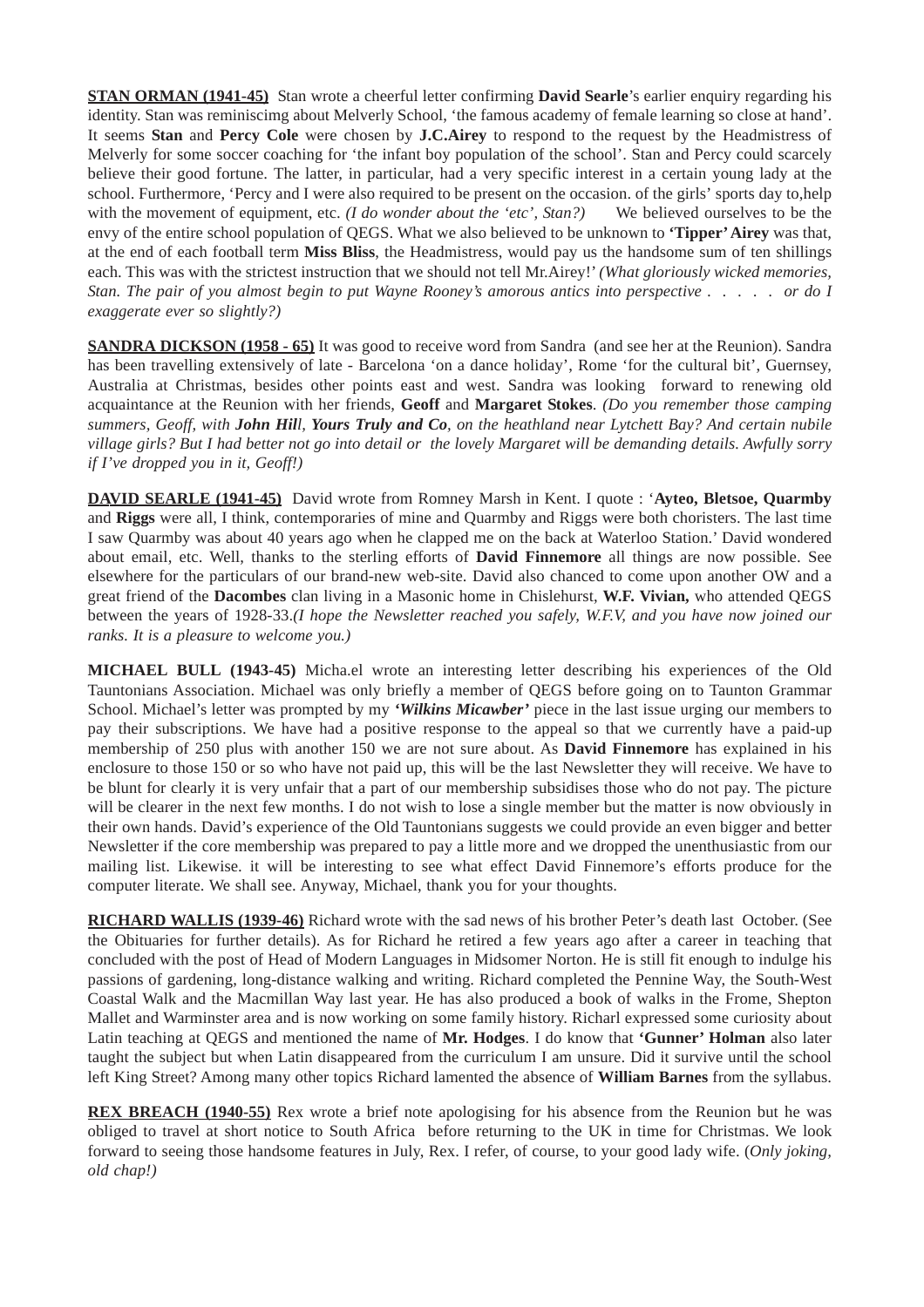**STAN ORMAN (1941-45)** Stan wrote a cheerful letter confirming **David Searle**'s earlier enquiry regarding his identity. Stan was reminiscimg about Melverly School, 'the famous academy of female learning so close at hand'. It seems **Stan** and **Percy Cole** were chosen by **J.C.Airey** to respond to the request by the Headmistress of Melverly for some soccer coaching for 'the infant boy population of the school'. Stan and Percy could scarcely believe their good fortune. The latter, in particular, had a very specific interest in a certain young lady at the school. Furthermore, 'Percy and I were also required to be present on the occasion. of the girls' sports day to,help with the movement of equipment, etc. *(I do wonder about the 'etc', Stan?)* We believed ourselves to be the envy of the entire school population of QEGS. What we also believed to be unknown to **'Tipper' Airey** was that, at the end of each football term **Miss Bliss**, the Headmistress, would pay us the handsome sum of ten shillings each. This was with the strictest instruction that we should not tell Mr.Airey!' *(What gloriously wicked memories, Stan. The pair of you almost begin to put Wayne Rooney's amorous antics into perspective . . . . . or do I exaggerate ever so slightly?)*

**SANDRA DICKSON (1958 - 65)** It was good to receive word from Sandra (and see her at the Reunion). Sandra has been travelling extensively of late - Barcelona 'on a dance holiday', Rome 'for the cultural bit', Guernsey, Australia at Christmas, besides other points east and west. Sandra was looking forward to renewing old acquaintance at the Reunion with her friends, **Geoff** and **Margaret Stokes**. *(Do you remember those camping summers, Geoff, with **John Hil**l, **Yours Truly and Co**, on the heathland near Lytchett Bay? And certain nubile village girls? But I had better not go into detail or the lovely Margaret will be demanding details. Awfully sorry if I've dropped you in it, Geoff!)*

**DAVID SEARLE (1941-45)** David wrote from Romney Marsh in Kent. I quote : '**Ayteo, Bletsoe, Quarmby** and **Riggs** were all, I think, contemporaries of mine and Quarmby and Riggs were both choristers. The last time I saw Quarmby was about 40 years ago when he clapped me on the back at Waterloo Station.' David wondered about email, etc. Well, thanks to the sterling efforts of **David Finnemore** all things are now possible. See elsewhere for the particulars of our brand-new web-site. David also chanced to come upon another OW and a great friend of the **Dacombes** clan living in a Masonic home in Chislehurst, **W.F. Vivian,** who attended QEGS between the years of 1928-33.*(I hope the Newsletter reached you safely, W.F.V, and you have now joined our ranks. It is a pleasure to welcome you.)*

**MICHAEL BULL (1943-45)** Micha.el wrote an interesting letter describing his experiences of the Old Tauntonians Association. Michael was only briefly a member of QEGS before going on to Taunton Grammar School. Michael's letter was prompted by my ***'Wilkins Micawber'*** piece in the last issue urging our members to pay their subscriptions. We have had a positive response to the appeal so that we currently have a paid-up membership of 250 plus with another 150 we are not sure about. As **David Finnemore** has explained in his enclosure to those 150 or so who have not paid up, this will be the last Newsletter they will receive. We have to be blunt for clearly it is very unfair that a part of our membership subsidises those who do not pay. The picture will be clearer in the next few months. I do not wish to lose a single member but the matter is now obviously in their own hands. David's experience of the Old Tauntonians suggests we could provide an even bigger and better Newsletter if the core membership was prepared to pay a little more and we dropped the unenthusiastic from our mailing list. Likewise. it will be interesting to see what effect David Finnemore's efforts produce for the computer literate. We shall see. Anyway, Michael, thank you for your thoughts.

**RICHARD WALLIS (1939-46)** Richard wrote with the sad news of his brother Peter's death last October. (See the Obituaries for further details). As for Richard he retired a few years ago after a career in teaching that concluded with the post of Head of Modern Languages in Midsomer Norton. He is still fit enough to indulge his passions of gardening, long-distance walking and writing. Richard completed the Pennine Way, the South-West Coastal Walk and the Macmillan Way last year. He has also produced a book of walks in the Frome, Shepton Mallet and Warminster area and is now working on some family history. Richarl expressed some curiosity about Latin teaching at QEGS and mentioned the name of **Mr. Hodges**. I do know that **'Gunner' Holman** also later taught the subject but when Latin disappeared from the curriculum I am unsure. Did it survive until the school left King Street? Among many other topics Richard lamented the absence of **William Barnes** from the syllabus.

**REX BREACH (1940-55)** Rex wrote a brief note apologising for his absence from the Reunion but he was obliged to travel at short notice to South Africa before returning to the UK in time for Christmas. We look forward to seeing those handsome features in July, Rex. I refer, of course, to your good lady wife. (*Only joking, old chap!)*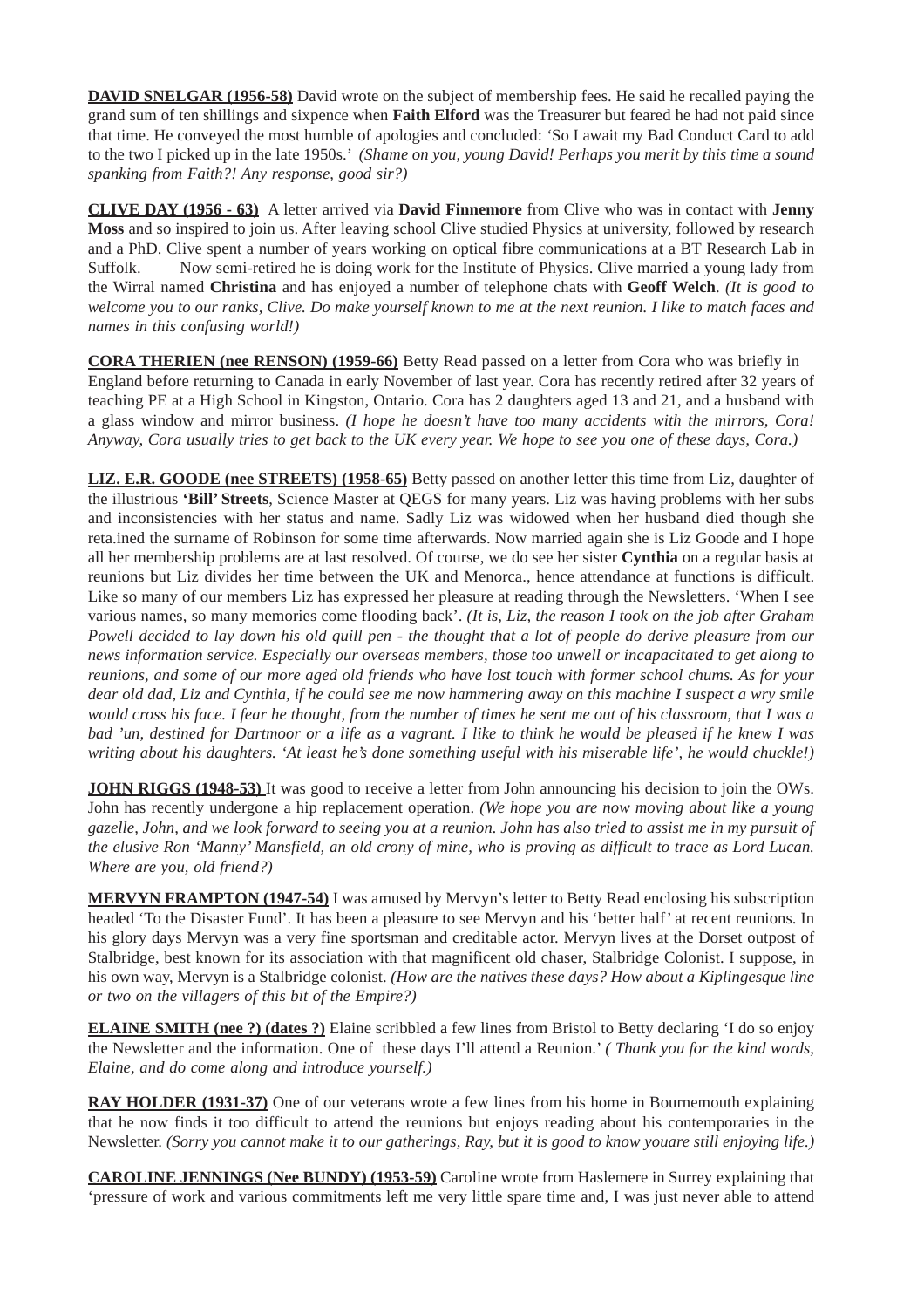**<u>DAVID SNELGAR (1956-58)</u>** David wrote on the subject of membership fees. He said he recalled paying the grand sum of ten shillings and sixpence when **Faith Elford** was the Treasurer but feared he had not paid since that time. He conveyed the most humble of apologies and concluded: 'So I await my Bad Conduct Card to add to the two I picked up in the late 1950s.' *(Shame on you, young David! Perhaps you merit by this time a sound spanking from Faith?! Any response, good sir?)*

**<u>CLIVE DAY (1956 - 63)</u>** A letter arrived via **David Finnemore** from Clive who was in contact with **Jenny Moss** and so inspired to join us. After leaving school Clive studied Physics at university, followed by research and a PhD. Clive spent a number of years working on optical fibre communications at a BT Research Lab in Suffolk. Now semi-retired he is doing work for the Institute of Physics. Clive married a young lady from the Wirral named **Christina** and has enjoyed a number of telephone chats with **Geoff Welch**. *(It is good to welcome you to our ranks, Clive. Do make yourself known to me at the next reunion. I like to match faces and names in this confusing world!)*

**<u>CORA THERIEN (nee RENSON) (1959-66)</u>** Betty Read passed on a letter from Cora who was briefly in England before returning to Canada in early November of last year. Cora has recently retired after 32 years of teaching PE at a High School in Kingston, Ontario. Cora has 2 daughters aged 13 and 21, and a husband with a glass window and mirror business. *(I hope he doesn't have too many accidents with the mirrors, Cora! Anyway, Cora usually tries to get back to the UK every year. We hope to see you one of these days, Cora.)*

**<u>LIZ. E.R. GOODE (nee STREETS) (1958-65)</u>** Betty passed on another letter this time from Liz, daughter of the illustrious **'Bill' Streets**, Science Master at QEGS for many years. Liz was having problems with her subs and inconsistencies with her status and name. Sadly Liz was widowed when her husband died though she reta.ined the surname of Robinson for some time afterwards. Now married again she is Liz Goode and I hope all her membership problems are at last resolved. Of course, we do see her sister **Cynthia** on a regular basis at reunions but Liz divides her time between the UK and Menorca., hence attendance at functions is difficult. Like so many of our members Liz has expressed her pleasure at reading through the Newsletters. 'When I see various names, so many memories come flooding back'. *(It is, Liz, the reason I took on the job after Graham Powell decided to lay down his old quill pen - the thought that a lot of people do derive pleasure from our news information service. Especially our overseas members, those too unwell or incapacitated to get along to reunions, and some of our more aged old friends who have lost touch with former school chums. As for your dear old dad, Liz and Cynthia, if he could see me now hammering away on this machine I suspect a wry smile would cross his face. I fear he thought, from the number of times he sent me out of his classroom, that I was a bad 'un, destined for Dartmoor or a life as a vagrant. I like to think he would be pleased if he knew I was writing about his daughters. 'At least he's done something useful with his miserable life', he would chuckle!)*

**<u>JOHN RIGGS (1948-53)</u>** It was good to receive a letter from John announcing his decision to join the OWs. John has recently undergone a hip replacement operation. *(We hope you are now moving about like a young gazelle, John, and we look forward to seeing you at a reunion. John has also tried to assist me in my pursuit of the elusive Ron 'Manny' Mansfield, an old crony of mine, who is proving as difficult to trace as Lord Lucan. Where are you, old friend?)*

**<u>MERVYN FRAMPTON (1947-54)</u>** I was amused by Mervyn's letter to Betty Read enclosing his subscription headed 'To the Disaster Fund'. It has been a pleasure to see Mervyn and his 'better half' at recent reunions. In his glory days Mervyn was a very fine sportsman and creditable actor. Mervyn lives at the Dorset outpost of Stalbridge, best known for its association with that magnificent old chaser, Stalbridge Colonist. I suppose, in his own way, Mervyn is a Stalbridge colonist. *(How are the natives these days? How about a Kiplingesque line or two on the villagers of this bit of the Empire?)*

**<u>ELAINE SMITH (nee ?) (dates ?)</u>** Elaine scribbled a few lines from Bristol to Betty declaring 'I do so enjoy the Newsletter and the information. One of these days I'll attend a Reunion.' *( Thank you for the kind words, Elaine, and do come along and introduce yourself.)*

**<u>RAY HOLDER (1931-37)</u>** One of our veterans wrote a few lines from his home in Bournemouth explaining that he now finds it too difficult to attend the reunions but enjoys reading about his contemporaries in the Newsletter. *(Sorry you cannot make it to our gatherings, Ray, but it is good to know youare still enjoying life.)*

**<u>CAROLINE JENNINGS (Nee BUNDY) (1953-59)</u>** Caroline wrote from Haslemere in Surrey explaining that 'pressure of work and various commitments left me very little spare time and, I was just never able to attend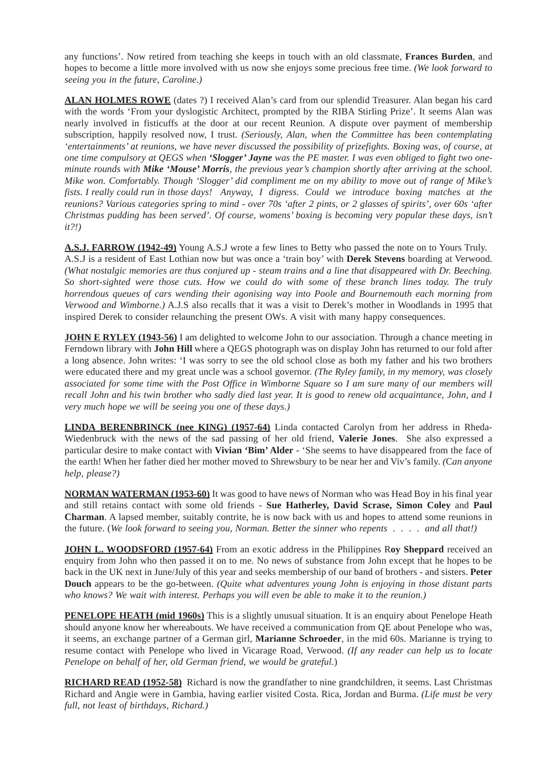any functions'. Now retired from teaching she keeps in touch with an old classmate, **Frances Burden**, and hopes to become a little more involved with us now she enjoys some precious free time. *(We look forward to seeing you in the future, Caroline.)*

**ALAN HOLMES ROWE** (dates ?) I received Alan's card from our splendid Treasurer. Alan began his card with the words 'From your dyslogistic Architect, prompted by the RIBA Stirling Prize'. It seems Alan was nearly involved in fisticuffs at the door at our recent Reunion. A dispute over payment of membership subscription, happily resolved now, I trust. *(Seriously, Alan, when the Committee has been contemplating 'entertainments' at reunions, we have never discussed the possibility of prizefights. Boxing was, of course, at one time compulsory at QEGS when **'Slogger' Jayne** was the PE master. I was even obliged to fight two one-minute rounds with **Mike 'Mouse' Morris**, the previous year's champion shortly after arriving at the school. Mike won. Comfortably. Though 'Slogger' did compliment me on my ability to move out of range of Mike's fists. I really could run in those days! Anyway, I digress. Could we introduce boxing matches at the reunions? Various categories spring to mind - over 70s 'after 2 pints, or 2 glasses of spirits', over 60s 'after Christmas pudding has been served'. Of course, womens' boxing is becoming very popular these days, isn't it?!)*

**A.S.J. FARROW (1942-49)** Young A.S.J wrote a few lines to Betty who passed the note on to Yours Truly. A.S.J is a resident of East Lothian now but was once a 'train boy' with **Derek Stevens** boarding at Verwood. *(What nostalgic memories are thus conjured up - steam trains and a line that disappeared with Dr. Beeching. So short-sighted were those cuts. How we could do with some of these branch lines today. The truly horrendous queues of cars wending their agonising way into Poole and Bournemouth each morning from Verwood and Wimborne.)* A.J.S also recalls that it was a visit to Derek's mother in Woodlands in 1995 that inspired Derek to consider relaunching the present OWs. A visit with many happy consequences.

**JOHN E RYLEY (1943-56)** I am delighted to welcome John to our association. Through a chance meeting in Ferndown library with **John Hill** where a QEGS photograph was on display John has returned to our fold after a long absence. John writes: 'I was sorry to see the old school close as both my father and his two brothers were educated there and my great uncle was a school governor. *(The Ryley family, in my memory, was closely associated for some time with the Post Office in Wimborne Square so I am sure many of our members will recall John and his twin brother who sadly died last year. It is good to renew old acquaintance, John, and I very much hope we will be seeing you one of these days.)*

**LINDA BERENBRINCK (nee KING) (1957-64)** Linda contacted Carolyn from her address in Rheda-Wiedenbruck with the news of the sad passing of her old friend, **Valerie Jones**. She also expressed a particular desire to make contact with **Vivian 'Bim' Alder** - 'She seems to have disappeared from the face of the earth! When her father died her mother moved to Shrewsbury to be near her and Viv's family. *(Can anyone help, please?)*

**NORMAN WATERMAN (1953-60)** It was good to have news of Norman who was Head Boy in his final year and still retains contact with some old friends - **Sue Hatherley, David Scrase, Simon Coley** and **Paul Charman**. A lapsed member, suitably contrite, he is now back with us and hopes to attend some reunions in the future. (*We look forward to seeing you, Norman. Better the sinner who repents . . . . and all that!)*

**JOHN L. WOODSFORD (1957-64)** From an exotic address in the Philippines R**oy Sheppard** received an enquiry from John who then passed it on to me. No news of substance from John except that he hopes to be back in the UK next in June/July of this year and seeks membership of our band of brothers - and sisters. **Peter Douch** appears to be the go-between. *(Quite what adventures young John is enjoying in those distant parts who knows? We wait with interest. Perhaps you will even be able to make it to the reunion.)*

**PENELOPE HEATH (mid 1960s)** This is a slightly unusual situation. It is an enquiry about Penelope Heath should anyone know her whereabouts. We have received a communication from QE about Penelope who was, it seems, an exchange partner of a German girl, **Marianne Schroeder**, in the mid 60s. Marianne is trying to resume contact with Penelope who lived in Vicarage Road, Verwood. *(If any reader can help us to locate Penelope on behalf of her, old German friend, we would be grateful.*)

**RICHARD READ (1952-58)** Richard is now the grandfather to nine grandchildren, it seems. Last Christmas Richard and Angie were in Gambia, having earlier visited Costa. Rica, Jordan and Burma. *(Life must be very full, not least of birthdays, Richard.)*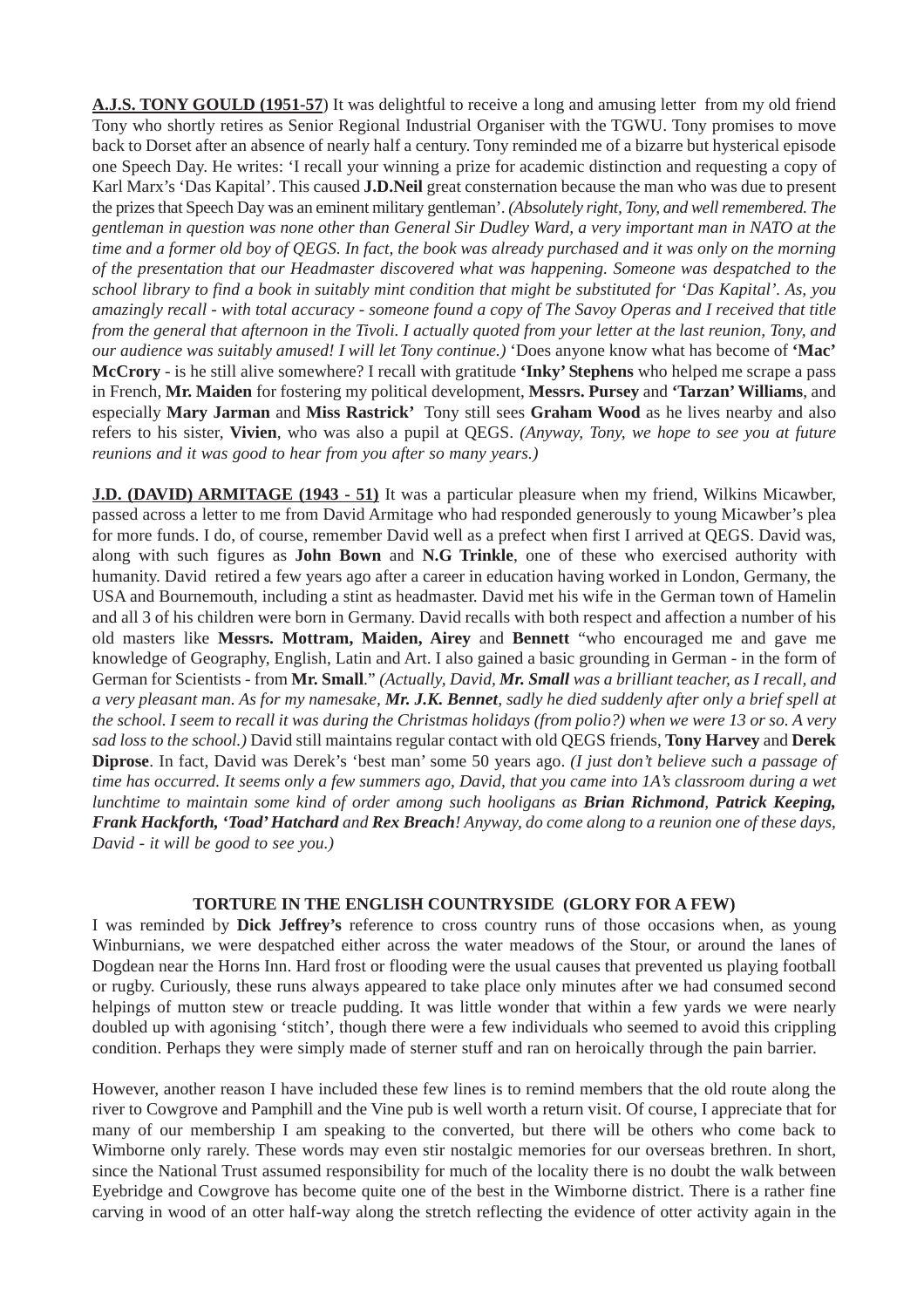**A.J.S. TONY GOULD (1951-57**) It was delightful to receive a long and amusing letter from my old friend Tony who shortly retires as Senior Regional Industrial Organiser with the TGWU. Tony promises to move back to Dorset after an absence of nearly half a century. Tony reminded me of a bizarre but hysterical episode one Speech Day. He writes: 'I recall your winning a prize for academic distinction and requesting a copy of Karl Marx's 'Das Kapital'. This caused **J.D.Neil** great consternation because the man who was due to present the prizes that Speech Day was an eminent military gentleman'. *(Absolutely right, Tony, and well remembered. The gentleman in question was none other than General Sir Dudley Ward, a very important man in NATO at the time and a former old boy of QEGS. In fact, the book was already purchased and it was only on the morning of the presentation that our Headmaster discovered what was happening. Someone was despatched to the school library to find a book in suitably mint condition that might be substituted for 'Das Kapital'. As, you amazingly recall - with total accuracy - someone found a copy of The Savoy Operas and I received that title from the general that afternoon in the Tivoli. I actually quoted from your letter at the last reunion, Tony, and our audience was suitably amused! I will let Tony continue.)* 'Does anyone know what has become of **'Mac' McCrory** - is he still alive somewhere? I recall with gratitude **'Inky' Stephens** who helped me scrape a pass in French, **Mr. Maiden** for fostering my political development, **Messrs. Pursey** and **'Tarzan' Williams**, and especially **Mary Jarman** and **Miss Rastrick'** Tony still sees **Graham Wood** as he lives nearby and also refers to his sister, **Vivien**, who was also a pupil at QEGS. *(Anyway, Tony, we hope to see you at future reunions and it was good to hear from you after so many years.)*

**J.D. (DAVID) ARMITAGE (1943 - 51)** It was a particular pleasure when my friend, Wilkins Micawber, passed across a letter to me from David Armitage who had responded generously to young Micawber's plea for more funds. I do, of course, remember David well as a prefect when first I arrived at QEGS. David was, along with such figures as **John Bown** and **N.G Trinkle**, one of these who exercised authority with humanity. David retired a few years ago after a career in education having worked in London, Germany, the USA and Bournemouth, including a stint as headmaster. David met his wife in the German town of Hamelin and all 3 of his children were born in Germany. David recalls with both respect and affection a number of his old masters like **Messrs. Mottram, Maiden, Airey** and **Bennett** "who encouraged me and gave me knowledge of Geography, English, Latin and Art. I also gained a basic grounding in German - in the form of German for Scientists - from **Mr. Small**." *(Actually, David, **Mr. Small** was a brilliant teacher, as I recall, and a very pleasant man. As for my namesake, **Mr. J.K. Bennet**, sadly he died suddenly after only a brief spell at the school. I seem to recall it was during the Christmas holidays (from polio?) when we were 13 or so. A very sad loss to the school.)* David still maintains regular contact with old QEGS friends, **Tony Harvey** and **Derek Diprose**. In fact, David was Derek's 'best man' some 50 years ago. *(I just don't believe such a passage of time has occurred. It seems only a few summers ago, David, that you came into 1A's classroom during a wet lunchtime to maintain some kind of order among such hooligans as **Brian Richmond**, **Patrick Keeping, Frank Hackforth, 'Toad' Hatchard** and **Rex Breach**! Anyway, do come along to a reunion one of these days, David - it will be good to see you.)*

## TORTURE IN THE ENGLISH COUNTRYSIDE (GLORY FOR A FEW)

I was reminded by **Dick Jeffrey's** reference to cross country runs of those occasions when, as young Winburnians, we were despatched either across the water meadows of the Stour, or around the lanes of Dogdean near the Horns Inn. Hard frost or flooding were the usual causes that prevented us playing football or rugby. Curiously, these runs always appeared to take place only minutes after we had consumed second helpings of mutton stew or treacle pudding. It was little wonder that within a few yards we were nearly doubled up with agonising 'stitch', though there were a few individuals who seemed to avoid this crippling condition. Perhaps they were simply made of sterner stuff and ran on heroically through the pain barrier.

However, another reason I have included these few lines is to remind members that the old route along the river to Cowgrove and Pamphill and the Vine pub is well worth a return visit. Of course, I appreciate that for many of our membership I am speaking to the converted, but there will be others who come back to Wimborne only rarely. These words may even stir nostalgic memories for our overseas brethren. In short, since the National Trust assumed responsibility for much of the locality there is no doubt the walk between Eyebridge and Cowgrove has become quite one of the best in the Wimborne district. There is a rather fine carving in wood of an otter half-way along the stretch reflecting the evidence of otter activity again in the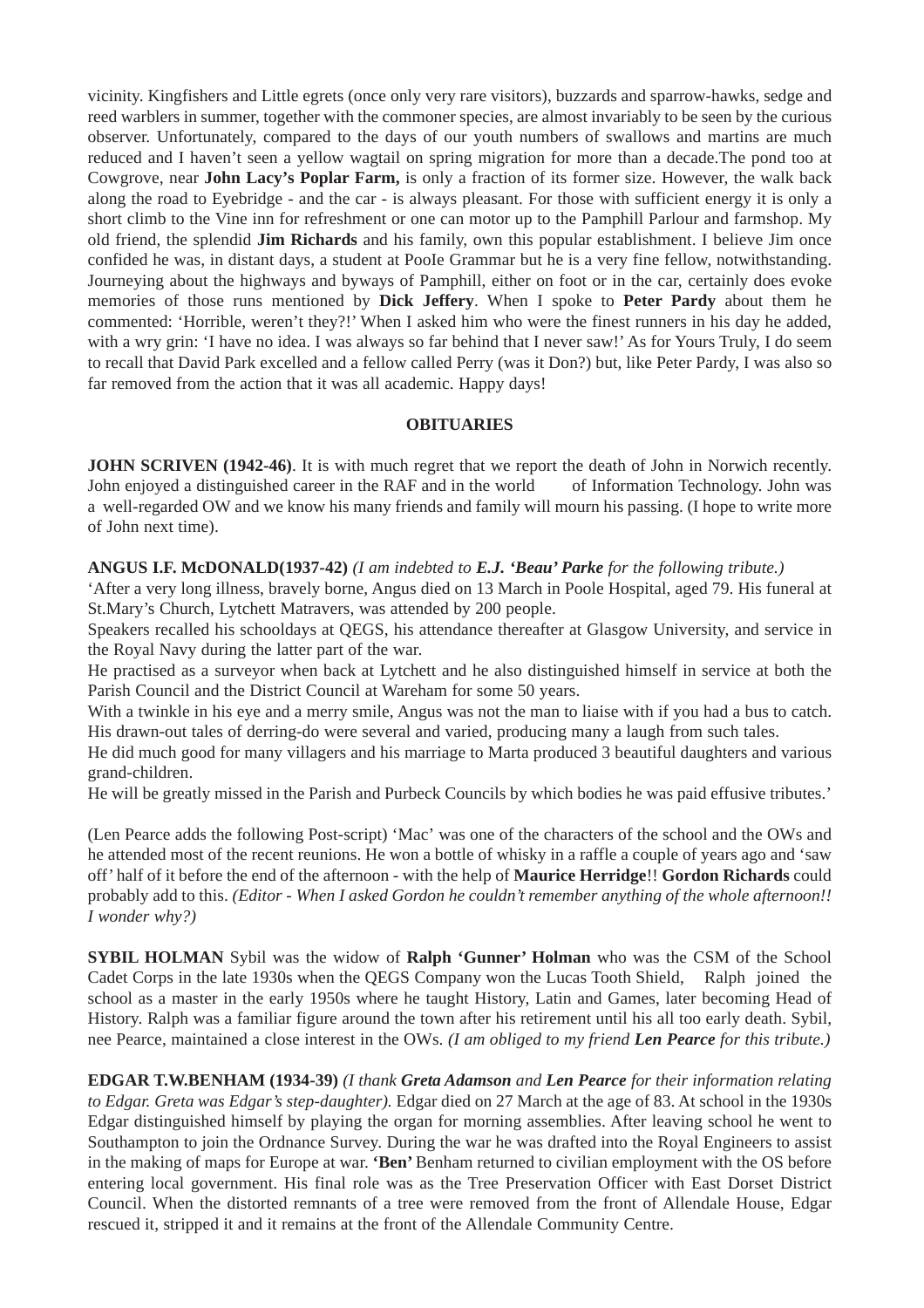vicinity. Kingfishers and Little egrets (once only very rare visitors), buzzards and sparrow-hawks, sedge and reed warblers in summer, together with the commoner species, are almost invariably to be seen by the curious observer. Unfortunately, compared to the days of our youth numbers of swallows and martins are much reduced and I haven't seen a yellow wagtail on spring migration for more than a decade.The pond too at Cowgrove, near **John Lacy's Poplar Farm,** is only a fraction of its former size. However, the walk back along the road to Eyebridge - and the car - is always pleasant. For those with sufficient energy it is only a short climb to the Vine inn for refreshment or one can motor up to the Pamphill Parlour and farmshop. My old friend, the splendid **Jim Richards** and his family, own this popular establishment. I believe Jim once confided he was, in distant days, a student at PooIe Grammar but he is a very fine fellow, notwithstanding. Journeying about the highways and byways of Pamphill, either on foot or in the car, certainly does evoke memories of those runs mentioned by **Dick Jeffery**. When I spoke to **Peter Pardy** about them he commented: 'Horrible, weren't they?!' When I asked him who were the finest runners in his day he added, with a wry grin: 'I have no idea. I was always so far behind that I never saw!' As for Yours Truly, I do seem to recall that David Park excelled and a fellow called Perry (was it Don?) but, like Peter Pardy, I was also so far removed from the action that it was all academic. Happy days!

## OBITUARIES

**JOHN SCRIVEN (1942-46)**. It is with much regret that we report the death of John in Norwich recently. John enjoyed a distinguished career in the RAF and in the world of Information Technology. John was a well-regarded OW and we know his many friends and family will mourn his passing. (I hope to write more of John next time).

**ANGUS I.F. McDONALD(1937-42)** *(I am indebted to **E.J. 'Beau' Parke** for the following tribute.)*
'After a very long illness, bravely borne, Angus died on 13 March in Poole Hospital, aged 79. His funeral at St.Mary's Church, Lytchett Matravers, was attended by 200 people.
Speakers recalled his schooldays at QEGS, his attendance thereafter at Glasgow University, and service in the Royal Navy during the latter part of the war.
He practised as a surveyor when back at Lytchett and he also distinguished himself in service at both the Parish Council and the District Council at Wareham for some 50 years.
With a twinkle in his eye and a merry smile, Angus was not the man to liaise with if you had a bus to catch. His drawn-out tales of derring-do were several and varied, producing many a laugh from such tales.
He did much good for many villagers and his marriage to Marta produced 3 beautiful daughters and various grand-children.
He will be greatly missed in the Parish and Purbeck Councils by which bodies he was paid effusive tributes.'

(Len Pearce adds the following Post-script) 'Mac' was one of the characters of the school and the OWs and he attended most of the recent reunions. He won a bottle of whisky in a raffle a couple of years ago and 'saw off' half of it before the end of the afternoon - with the help of **Maurice Herridge**!! **Gordon Richards** could probably add to this. *(Editor - When I asked Gordon he couldn't remember anything of the whole afternoon!! I wonder why?)*

**SYBIL HOLMAN** Sybil was the widow of **Ralph 'Gunner' Holman** who was the CSM of the School Cadet Corps in the late 1930s when the QEGS Company won the Lucas Tooth Shield, Ralph joined the school as a master in the early 1950s where he taught History, Latin and Games, later becoming Head of History. Ralph was a familiar figure around the town after his retirement until his all too early death. Sybil, nee Pearce, maintained a close interest in the OWs. *(I am obliged to my friend **Len Pearce** for this tribute.)*

**EDGAR T.W.BENHAM (1934-39)** *(I thank **Greta Adamson** and **Len Pearce** for their information relating to Edgar. Greta was Edgar's step-daughter).* Edgar died on 27 March at the age of 83. At school in the 1930s Edgar distinguished himself by playing the organ for morning assemblies. After leaving school he went to Southampton to join the Ordnance Survey. During the war he was drafted into the Royal Engineers to assist in the making of maps for Europe at war. **'Ben'** Benham returned to civilian employment with the OS before entering local government. His final role was as the Tree Preservation Officer with East Dorset District Council. When the distorted remnants of a tree were removed from the front of Allendale House, Edgar rescued it, stripped it and it remains at the front of the Allendale Community Centre.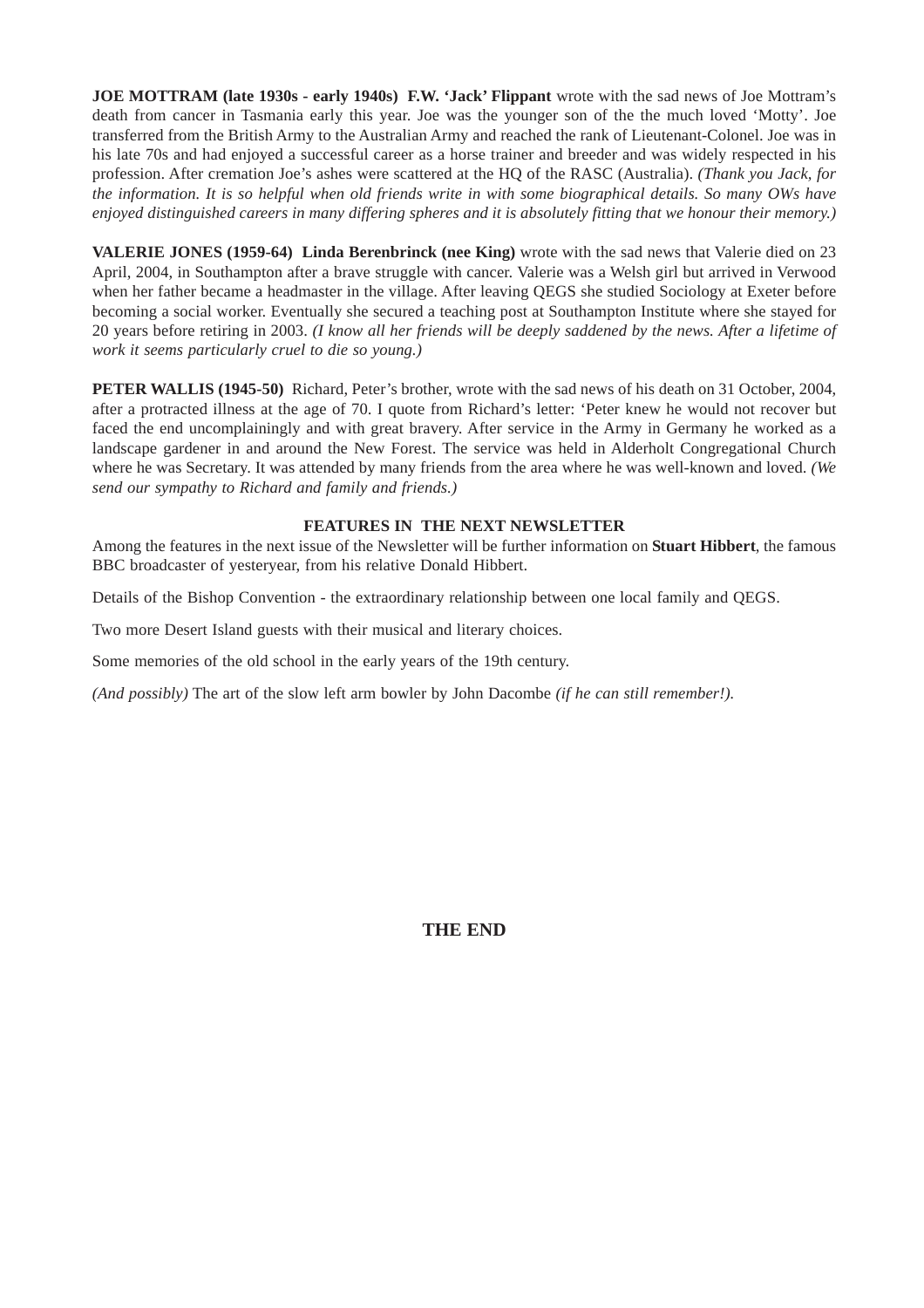**JOE MOTTRAM (late 1930s - early 1940s) F.W. 'Jack' Flippant** wrote with the sad news of Joe Mottram's death from cancer in Tasmania early this year. Joe was the younger son of the the much loved 'Motty'. Joe transferred from the British Army to the Australian Army and reached the rank of Lieutenant-Colonel. Joe was in his late 70s and had enjoyed a successful career as a horse trainer and breeder and was widely respected in his profession. After cremation Joe's ashes were scattered at the HQ of the RASC (Australia). *(Thank you Jack, for the information. It is so helpful when old friends write in with some biographical details. So many OWs have enjoyed distinguished careers in many differing spheres and it is absolutely fitting that we honour their memory.)*

**VALERIE JONES (1959-64) Linda Berenbrinck (nee King)** wrote with the sad news that Valerie died on 23 April, 2004, in Southampton after a brave struggle with cancer. Valerie was a Welsh girl but arrived in Verwood when her father became a headmaster in the village. After leaving QEGS she studied Sociology at Exeter before becoming a social worker. Eventually she secured a teaching post at Southampton Institute where she stayed for 20 years before retiring in 2003. *(I know all her friends will be deeply saddened by the news. After a lifetime of work it seems particularly cruel to die so young.)*

**PETER WALLIS (1945-50)** Richard, Peter's brother, wrote with the sad news of his death on 31 October, 2004, after a protracted illness at the age of 70. I quote from Richard's letter: 'Peter knew he would not recover but faced the end uncomplainingly and with great bravery. After service in the Army in Germany he worked as a landscape gardener in and around the New Forest. The service was held in Alderholt Congregational Church where he was Secretary. It was attended by many friends from the area where he was well-known and loved. *(We send our sympathy to Richard and family and friends.)*

## FEATURES IN THE NEXT NEWSLETTER

Among the features in the next issue of the Newsletter will be further information on **Stuart Hibbert**, the famous BBC broadcaster of yesteryear, from his relative Donald Hibbert.

Details of the Bishop Convention - the extraordinary relationship between one local family and QEGS.

Two more Desert Island guests with their musical and literary choices.

Some memories of the old school in the early years of the 19th century.

*(And possibly)* The art of the slow left arm bowler by John Dacombe *(if he can still remember!).*

**THE END**